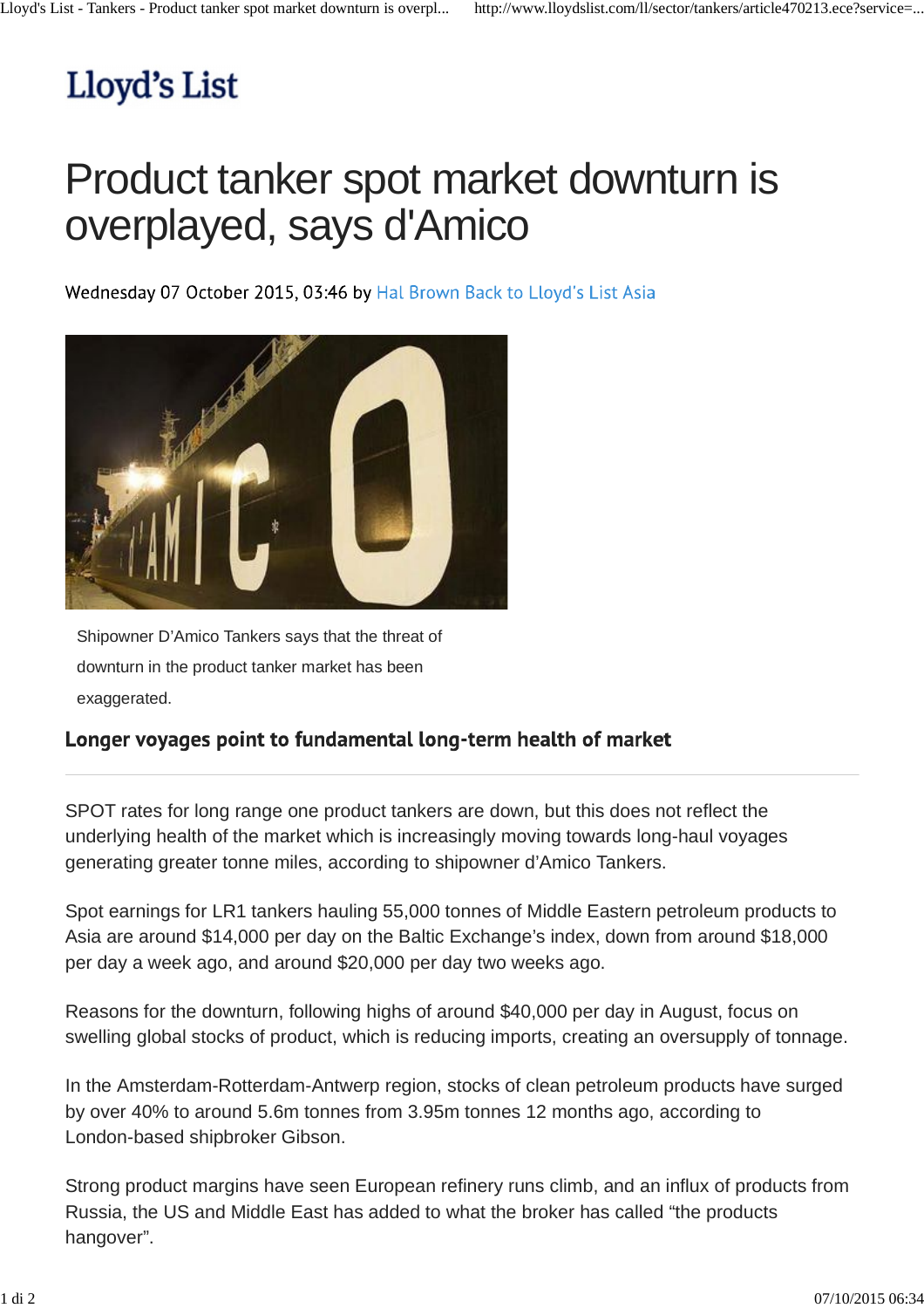Lloyd's List

# Product tanker spot market downturn is overplayed, says d'Amico

Wednesday 07 October 2015, 03:46 by Hal Brown Back to Lloyd's List Asia

Shipowner D'Amico Tankers says that the threat of downturn in the product tanker market has been exaggerated.

## Longer voyages point to fundamental long-term health of market

SPOT rates for long range one product tankers are down, but this does not reflect the underlying health of the market which is increasingly moving towards long-haul voyages generating greater tonne miles, according to shipowner d'Amico Tankers.

Spot earnings for LR1 tankers hauling 55,000 tonnes of Middle Eastern petroleum products to Asia are around $14,000 per day on the Baltic Exchange's index, down from around $18,000 per day a week ago, and around $20,000 per day two weeks ago.

Reasons for the downturn, following highs of around $40,000 per day in August, focus on swelling global stocks of product, which is reducing imports, creating an oversupply of tonnage.

In the Amsterdam-Rotterdam-Antwerp region, stocks of clean petroleum products have surged by over 40% to around 5.6m tonnes from 3.95m tonnes 12 months ago, according to London-based shipbroker Gibson.

Strong product margins have seen European refinery runs climb, and an influx of products from Russia, the US and Middle East has added to what the broker has called "the products hangover".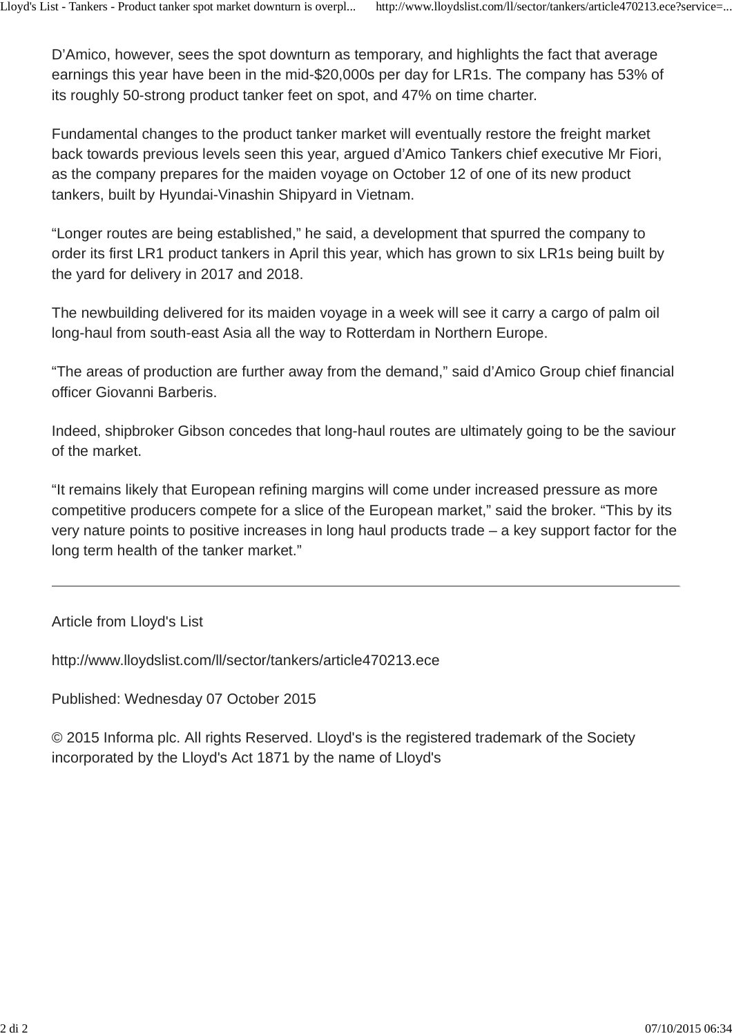D'Amico, however, sees the spot downturn as temporary, and highlights the fact that average earnings this year have been in the mid-$20,000s per day for LR1s. The company has 53% of its roughly 50-strong product tanker feet on spot, and 47% on time charter.

Fundamental changes to the product tanker market will eventually restore the freight market back towards previous levels seen this year, argued d'Amico Tankers chief executive Mr Fiori, as the company prepares for the maiden voyage on October 12 of one of its new product tankers, built by Hyundai-Vinashin Shipyard in Vietnam.

"Longer routes are being established," he said, a development that spurred the company to order its first LR1 product tankers in April this year, which has grown to six LR1s being built by the yard for delivery in 2017 and 2018.

The newbuilding delivered for its maiden voyage in a week will see it carry a cargo of palm oil long-haul from south-east Asia all the way to Rotterdam in Northern Europe.

"The areas of production are further away from the demand," said d'Amico Group chief financial officer Giovanni Barberis.

Indeed, shipbroker Gibson concedes that long-haul routes are ultimately going to be the saviour of the market.

"It remains likely that European refining margins will come under increased pressure as more competitive producers compete for a slice of the European market," said the broker. "This by its very nature points to positive increases in long haul products trade – a key support factor for the long term health of the tanker market."

---

Article from Lloyd's List

http://www.lloydslist.com/ll/sector/tankers/article470213.ece

Published: Wednesday 07 October 2015

© 2015 Informa plc. All rights Reserved. Lloyd's is the registered trademark of the Society incorporated by the Lloyd's Act 1871 by the name of Lloyd's